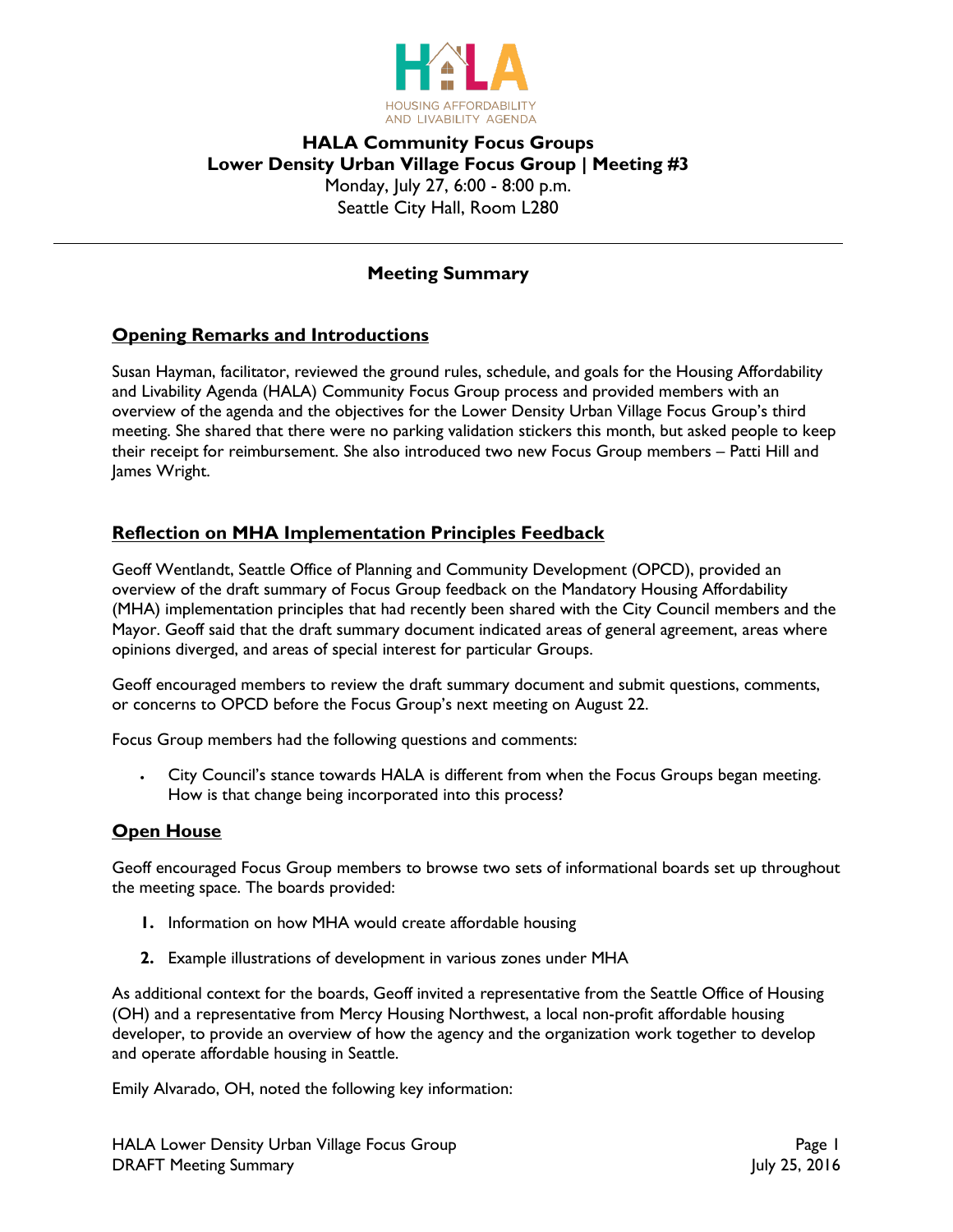# HALA Community Focus Groups

## Lower Density Urban Village Focus Group | Meeting #3

Monday, July 27, 6:00 - 8:00 p.m.

Seattle City Hall, Room L280

---

### Meeting Summary

## Opening Remarks and Introductions

Susan Hayman, facilitator, reviewed the ground rules, schedule, and goals for the Housing Affordability and Livability Agenda (HALA) Community Focus Group process and provided members with an overview of the agenda and the objectives for the Lower Density Urban Village Focus Group's third meeting. She shared that there were no parking validation stickers this month, but asked people to keep their receipt for reimbursement. She also introduced two new Focus Group members – Patti Hill and James Wright.

## Reflection on MHA Implementation Principles Feedback

Geoff Wentlandt, Seattle Office of Planning and Community Development (OPCD), provided an overview of the draft summary of Focus Group feedback on the Mandatory Housing Affordability (MHA) implementation principles that had recently been shared with the City Council members and the Mayor. Geoff said that the draft summary document indicated areas of general agreement, areas where opinions diverged, and areas of special interest for particular Groups.

Geoff encouraged members to review the draft summary document and submit questions, comments, or concerns to OPCD before the Focus Group's next meeting on August 22.

Focus Group members had the following questions and comments:

- City Council's stance towards HALA is different from when the Focus Groups began meeting. How is that change being incorporated into this process?

## Open House

Geoff encouraged Focus Group members to browse two sets of informational boards set up throughout the meeting space. The boards provided:

1. Information on how MHA would create affordable housing
2. Example illustrations of development in various zones under MHA

As additional context for the boards, Geoff invited a representative from the Seattle Office of Housing (OH) and a representative from Mercy Housing Northwest, a local non-profit affordable housing developer, to provide an overview of how the agency and the organization work together to develop and operate affordable housing in Seattle.

Emily Alvarado, OH, noted the following key information: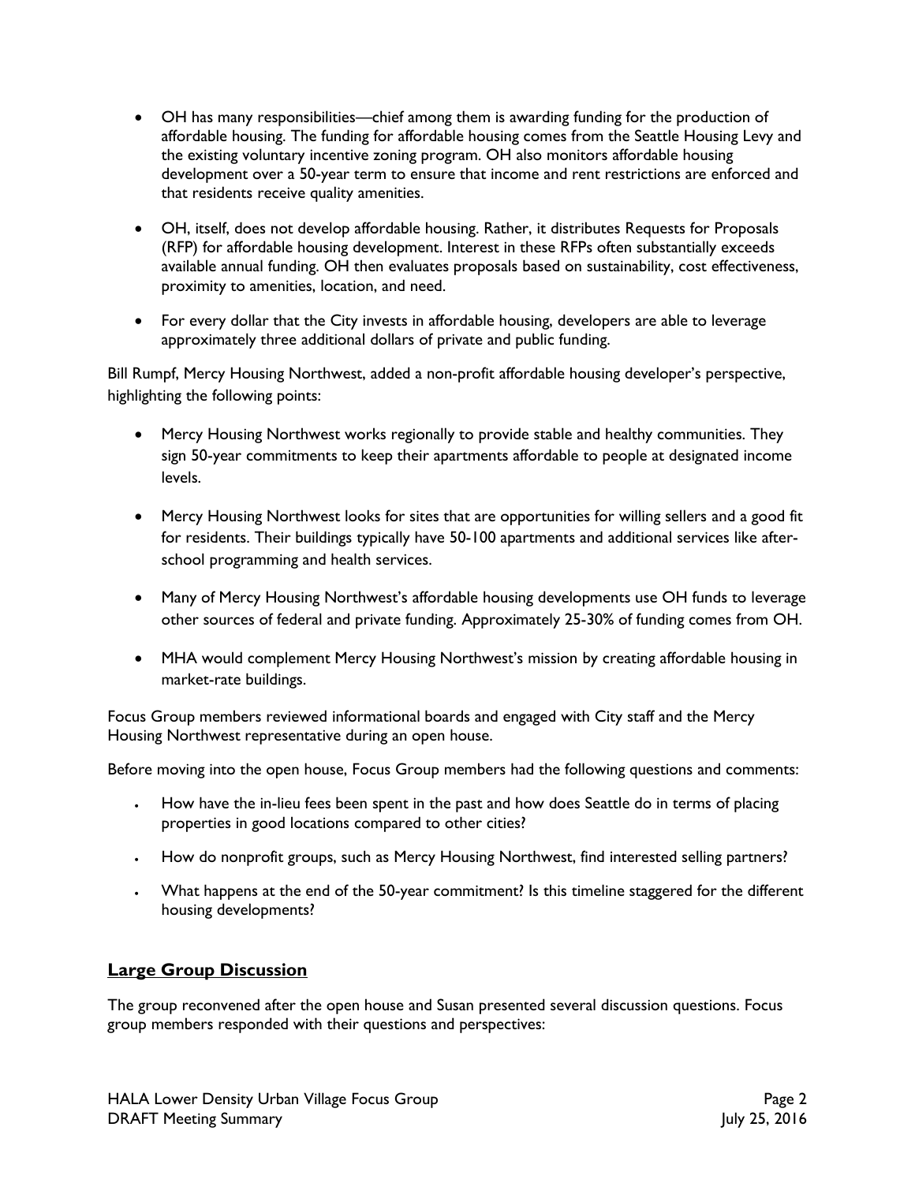- OH has many responsibilities—chief among them is awarding funding for the production of affordable housing. The funding for affordable housing comes from the Seattle Housing Levy and the existing voluntary incentive zoning program. OH also monitors affordable housing development over a 50-year term to ensure that income and rent restrictions are enforced and that residents receive quality amenities.

- OH, itself, does not develop affordable housing. Rather, it distributes Requests for Proposals (RFP) for affordable housing development. Interest in these RFPs often substantially exceeds available annual funding. OH then evaluates proposals based on sustainability, cost effectiveness, proximity to amenities, location, and need.

- For every dollar that the City invests in affordable housing, developers are able to leverage approximately three additional dollars of private and public funding.

Bill Rumpf, Mercy Housing Northwest, added a non-profit affordable housing developer's perspective, highlighting the following points:

- Mercy Housing Northwest works regionally to provide stable and healthy communities. They sign 50-year commitments to keep their apartments affordable to people at designated income levels.

- Mercy Housing Northwest looks for sites that are opportunities for willing sellers and a good fit for residents. Their buildings typically have 50-100 apartments and additional services like after-school programming and health services.

- Many of Mercy Housing Northwest's affordable housing developments use OH funds to leverage other sources of federal and private funding. Approximately 25-30% of funding comes from OH.

- MHA would complement Mercy Housing Northwest's mission by creating affordable housing in market-rate buildings.

Focus Group members reviewed informational boards and engaged with City staff and the Mercy Housing Northwest representative during an open house.

Before moving into the open house, Focus Group members had the following questions and comments:

- How have the in-lieu fees been spent in the past and how does Seattle do in terms of placing properties in good locations compared to other cities?
- How do nonprofit groups, such as Mercy Housing Northwest, find interested selling partners?
- What happens at the end of the 50-year commitment? Is this timeline staggered for the different housing developments?

## Large Group Discussion

The group reconvened after the open house and Susan presented several discussion questions. Focus group members responded with their questions and perspectives: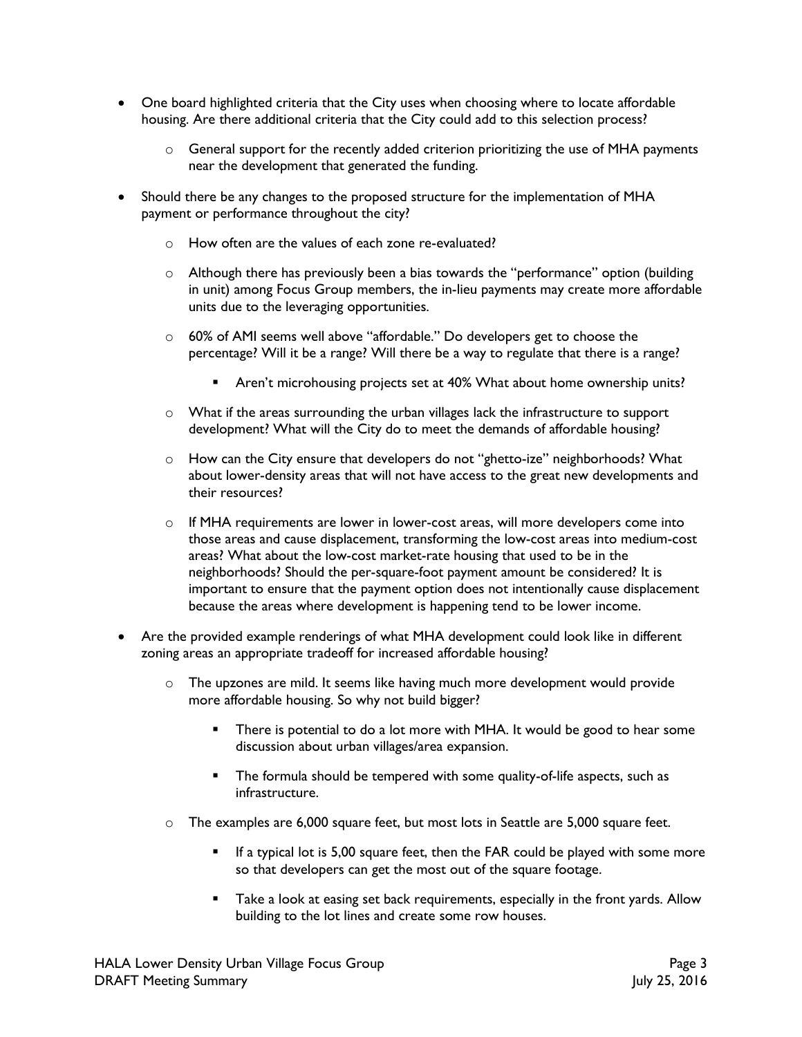- One board highlighted criteria that the City uses when choosing where to locate affordable housing. Are there additional criteria that the City could add to this selection process?
    - General support for the recently added criterion prioritizing the use of MHA payments near the development that generated the funding.
- Should there be any changes to the proposed structure for the implementation of MHA payment or performance throughout the city?
    - How often are the values of each zone re-evaluated?
    - Although there has previously been a bias towards the "performance" option (building in unit) among Focus Group members, the in-lieu payments may create more affordable units due to the leveraging opportunities.
    - 60% of AMI seems well above "affordable." Do developers get to choose the percentage? Will it be a range? Will there be a way to regulate that there is a range?
        - Aren't microhousing projects set at 40% What about home ownership units?
    - What if the areas surrounding the urban villages lack the infrastructure to support development? What will the City do to meet the demands of affordable housing?
    - How can the City ensure that developers do not "ghetto-ize" neighborhoods? What about lower-density areas that will not have access to the great new developments and their resources?
    - If MHA requirements are lower in lower-cost areas, will more developers come into those areas and cause displacement, transforming the low-cost areas into medium-cost areas? What about the low-cost market-rate housing that used to be in the neighborhoods? Should the per-square-foot payment amount be considered? It is important to ensure that the payment option does not intentionally cause displacement because the areas where development is happening tend to be lower income.
- Are the provided example renderings of what MHA development could look like in different zoning areas an appropriate tradeoff for increased affordable housing?
    - The upzones are mild. It seems like having much more development would provide more affordable housing. So why not build bigger?
        - There is potential to do a lot more with MHA. It would be good to hear some discussion about urban villages/area expansion.
        - The formula should be tempered with some quality-of-life aspects, such as infrastructure.
    - The examples are 6,000 square feet, but most lots in Seattle are 5,000 square feet.
        - If a typical lot is 5,00 square feet, then the FAR could be played with some more so that developers can get the most out of the square footage.
        - Take a look at easing set back requirements, especially in the front yards. Allow building to the lot lines and create some row houses.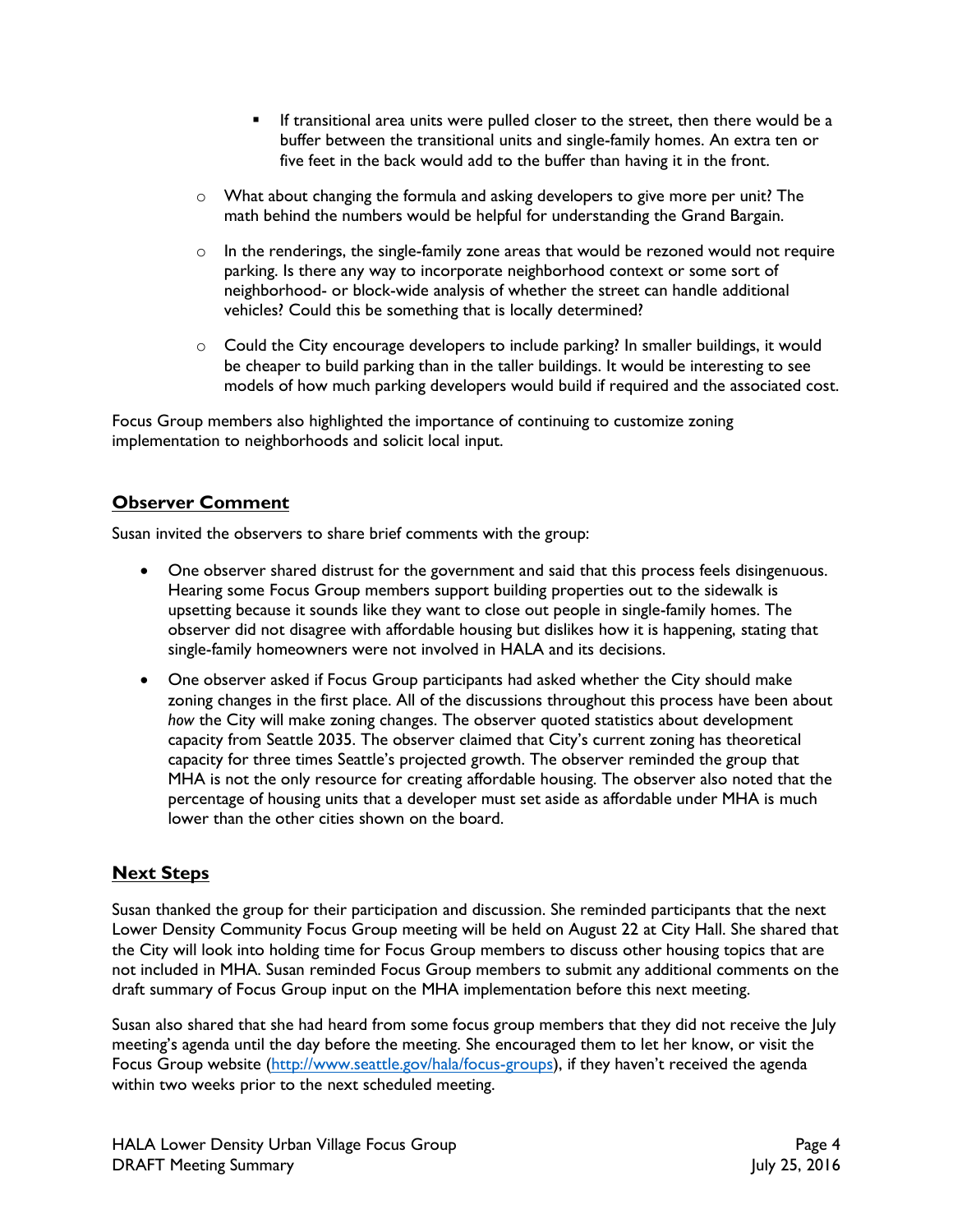- If transitional area units were pulled closer to the street, then there would be a buffer between the transitional units and single-family homes. An extra ten or five feet in the back would add to the buffer than having it in the front.
    - What about changing the formula and asking developers to give more per unit? The math behind the numbers would be helpful for understanding the Grand Bargain.
    - In the renderings, the single-family zone areas that would be rezoned would not require parking. Is there any way to incorporate neighborhood context or some sort of neighborhood- or block-wide analysis of whether the street can handle additional vehicles? Could this be something that is locally determined?
    - Could the City encourage developers to include parking? In smaller buildings, it would be cheaper to build parking than in the taller buildings. It would be interesting to see models of how much parking developers would build if required and the associated cost.

Focus Group members also highlighted the importance of continuing to customize zoning implementation to neighborhoods and solicit local input.

## Observer Comment

Susan invited the observers to share brief comments with the group:

- One observer shared distrust for the government and said that this process feels disingenuous. Hearing some Focus Group members support building properties out to the sidewalk is upsetting because it sounds like they want to close out people in single-family homes. The observer did not disagree with affordable housing but dislikes how it is happening, stating that single-family homeowners were not involved in HALA and its decisions.
- One observer asked if Focus Group participants had asked whether the City should make zoning changes in the first place. All of the discussions throughout this process have been about *how* the City will make zoning changes. The observer quoted statistics about development capacity from Seattle 2035. The observer claimed that City's current zoning has theoretical capacity for three times Seattle's projected growth. The observer reminded the group that MHA is not the only resource for creating affordable housing. The observer also noted that the percentage of housing units that a developer must set aside as affordable under MHA is much lower than the other cities shown on the board.

## Next Steps

Susan thanked the group for their participation and discussion. She reminded participants that the next Lower Density Community Focus Group meeting will be held on August 22 at City Hall. She shared that the City will look into holding time for Focus Group members to discuss other housing topics that are not included in MHA. Susan reminded Focus Group members to submit any additional comments on the draft summary of Focus Group input on the MHA implementation before this next meeting.

Susan also shared that she had heard from some focus group members that they did not receive the July meeting's agenda until the day before the meeting. She encouraged them to let her know, or visit the Focus Group website (http://www.seattle.gov/hala/focus-groups), if they haven't received the agenda within two weeks prior to the next scheduled meeting.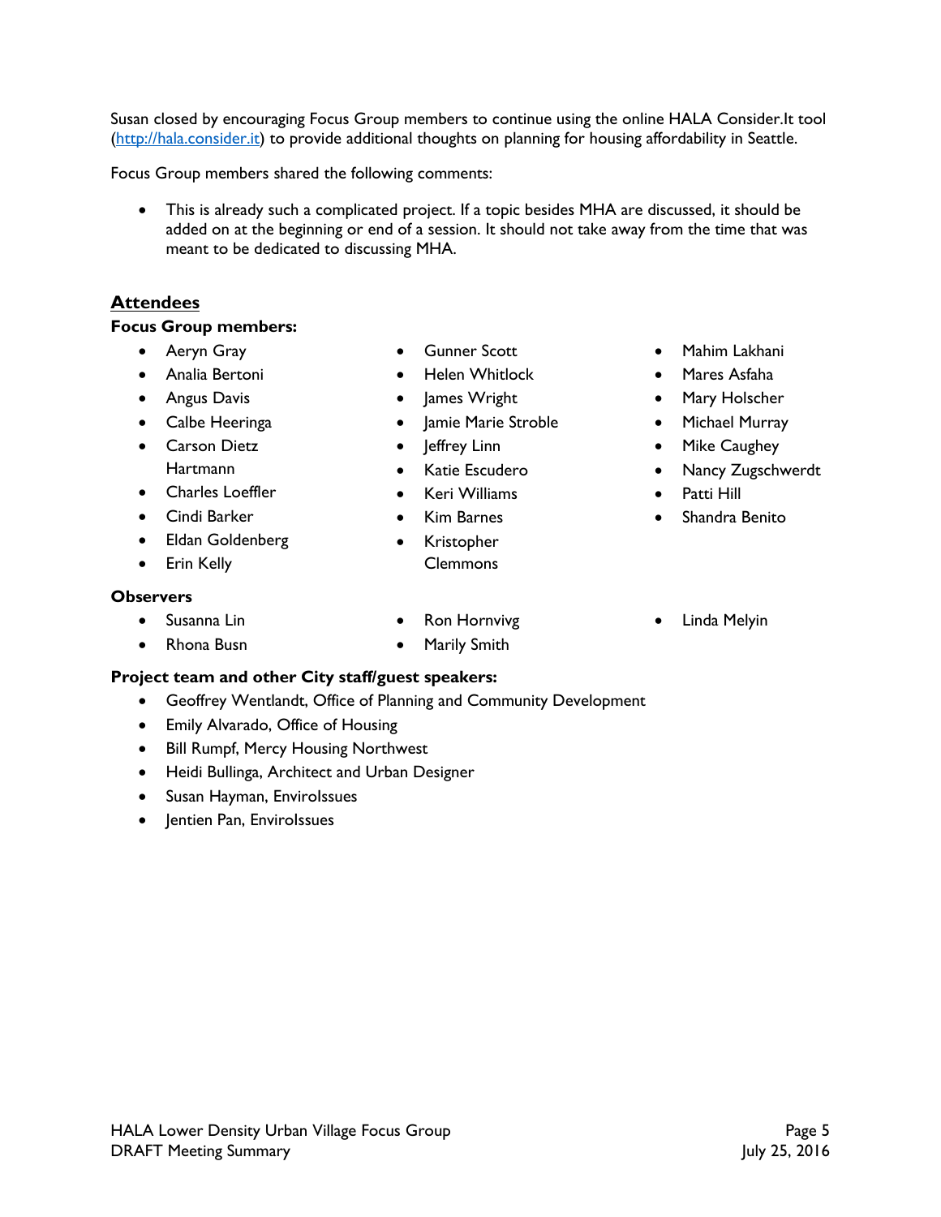Susan closed by encouraging Focus Group members to continue using the online HALA Consider.It tool (http://hala.consider.it) to provide additional thoughts on planning for housing affordability in Seattle.

Focus Group members shared the following comments:

- This is already such a complicated project. If a topic besides MHA are discussed, it should be added on at the beginning or end of a session. It should not take away from the time that was meant to be dedicated to discussing MHA.

## Attendees

**Focus Group members:**

- Aeryn Gray
- Analia Bertoni
- Angus Davis
- Calbe Heeringa
- Carson Dietz Hartmann
- Charles Loeffler
- Cindi Barker
- Eldan Goldenberg
- Erin Kelly
- Gunner Scott
- Helen Whitlock
- James Wright
- Jamie Marie Stroble
- Jeffrey Linn
- Katie Escudero
- Keri Williams
- Kim Barnes
- Kristopher Clemmons
- Mahim Lakhani
- Mares Asfaha
- Mary Holscher
- Michael Murray
- Mike Caughey
- Nancy Zugschwerdt
- Patti Hill
- Shandra Benito

**Observers**

- Susanna Lin
- Rhona Busn
- Ron Hornvivg
- Marily Smith
- Linda Melyin

**Project team and other City staff/guest speakers:**

- Geoffrey Wentlandt, Office of Planning and Community Development
- Emily Alvarado, Office of Housing
- Bill Rumpf, Mercy Housing Northwest
- Heidi Bullinga, Architect and Urban Designer
- Susan Hayman, EnviroIssues
- Jentien Pan, EnviroIssues